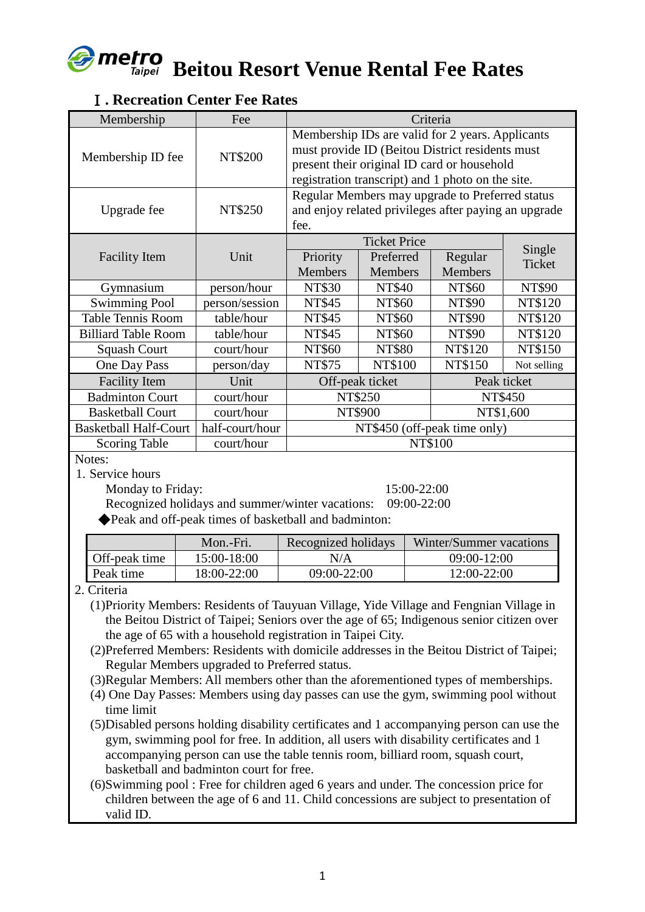# metro Taipei Beitou Resort Venue Rental Fee Rates

## Ⅰ. Recreation Center Fee Rates

| Membership | Fee | Criteria | | | |
|---|---|---|---|---|---|
| Membership ID fee | NT$200 | Membership IDs are valid for 2 years. Applicants must provide ID (Beitou District residents must present their original ID card or household registration transcript) and 1 photo on the site. | | | |
| Upgrade fee | NT$250 | Regular Members may upgrade to Preferred status and enjoy related privileges after paying an upgrade fee. | | | |
| Facility Item | Unit | Ticket Price | | | Single Ticket |
| | | Priority Members | Preferred Members | Regular Members | |
| Gymnasium | person/hour | NT$30 | NT$40 | NT$60 | NT$90 |
| Swimming Pool | person/session | NT$45 | NT$60 | NT$90 | NT$120 |
| Table Tennis Room | table/hour | NT$45 | NT$60 | NT$90 | NT$120 |
| Billiard Table Room | table/hour | NT$45 | NT$60 | NT$90 | NT$120 |
| Squash Court | court/hour | NT$60 | NT$80 | NT$120 | NT$150 |
| One Day Pass | person/day | NT$75 | NT$100 | NT$150 | Not selling |
| Facility Item | Unit | Off-peak ticket | | Peak ticket | |
| Badminton Court | court/hour | NT$250 | | NT$450 | |
| Basketball Court | court/hour | NT$900 | | NT$1,600 | |
| Basketball Half-Court | half-court/hour | NT$450 (off-peak time only) | | | |
| Scoring Table | court/hour | NT$100 | | | |

Notes:

1. Service hours

   Monday to Friday: 15:00-22:00

   Recognized holidays and summer/winter vacations: 09:00-22:00

   ◆Peak and off-peak times of basketball and badminton:

| | Mon.-Fri. | Recognized holidays | Winter/Summer vacations |
|---|---|---|---|
| Off-peak time | 15:00-18:00 | N/A | 09:00-12:00 |
| Peak time | 18:00-22:00 | 09:00-22:00 | 12:00-22:00 |

2. Criteria

   (1)Priority Members: Residents of Tauyuan Village, Yide Village and Fengnian Village in the Beitou District of Taipei; Seniors over the age of 65; Indigenous senior citizen over the age of 65 with a household registration in Taipei City.

   (2)Preferred Members: Residents with domicile addresses in the Beitou District of Taipei; Regular Members upgraded to Preferred status.

   (3)Regular Members: All members other than the aforementioned types of memberships.

   (4) One Day Passes: Members using day passes can use the gym, swimming pool without time limit

   (5)Disabled persons holding disability certificates and 1 accompanying person can use the gym, swimming pool for free. In addition, all users with disability certificates and 1 accompanying person can use the table tennis room, billiard room, squash court, basketball and badminton court for free.

   (6)Swimming pool : Free for children aged 6 years and under. The concession price for children between the age of 6 and 11. Child concessions are subject to presentation of valid ID.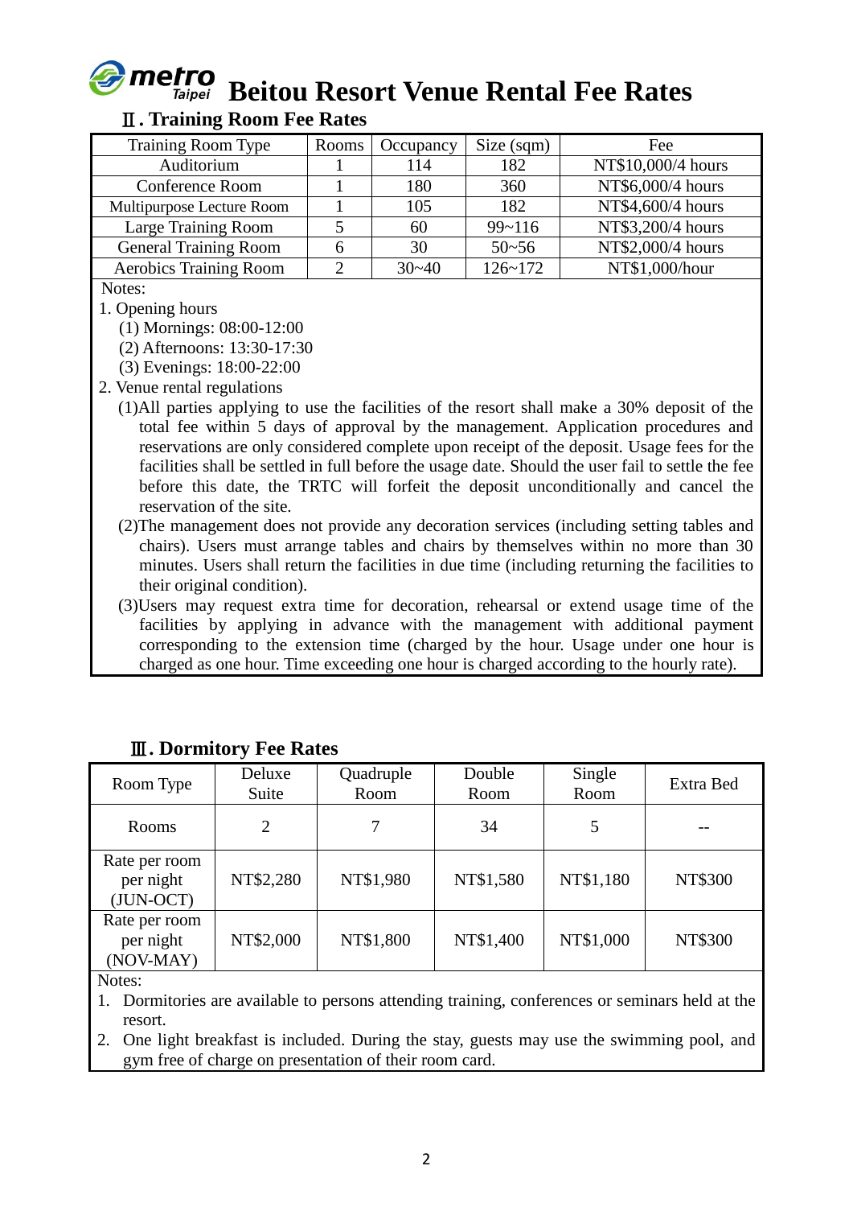# Beitou Resort Venue Rental Fee Rates

## Ⅱ. Training Room Fee Rates

| Training Room Type | Rooms | Occupancy | Size (sqm) | Fee |
|---|---|---|---|---|
| Auditorium | 1 | 114 | 182 | NT$10,000/4 hours |
| Conference Room | 1 | 180 | 360 | NT$6,000/4 hours |
| Multipurpose Lecture Room | 1 | 105 | 182 | NT$4,600/4 hours |
| Large Training Room | 5 | 60 | 99~116 | NT$3,200/4 hours |
| General Training Room | 6 | 30 | 50~56 | NT$2,000/4 hours |
| Aerobics Training Room | 2 | 30~40 | 126~172 | NT$1,000/hour |

Notes:

1. Opening hours
   (1) Mornings: 08:00-12:00
   (2) Afternoons: 13:30-17:30
   (3) Evenings: 18:00-22:00
2. Venue rental regulations
   (1)All parties applying to use the facilities of the resort shall make a 30% deposit of the total fee within 5 days of approval by the management. Application procedures and reservations are only considered complete upon receipt of the deposit. Usage fees for the facilities shall be settled in full before the usage date. Should the user fail to settle the fee before this date, the TRTC will forfeit the deposit unconditionally and cancel the reservation of the site.
   (2)The management does not provide any decoration services (including setting tables and chairs). Users must arrange tables and chairs by themselves within no more than 30 minutes. Users shall return the facilities in due time (including returning the facilities to their original condition).
   (3)Users may request extra time for decoration, rehearsal or extend usage time of the facilities by applying in advance with the management with additional payment corresponding to the extension time (charged by the hour. Usage under one hour is charged as one hour. Time exceeding one hour is charged according to the hourly rate).

## Ⅲ. Dormitory Fee Rates

| Room Type | Deluxe Suite | Quadruple Room | Double Room | Single Room | Extra Bed |
|---|---|---|---|---|---|
| Rooms | 2 | 7 | 34 | 5 | -- |
| Rate per room per night (JUN-OCT) | NT$2,280 | NT$1,980 | NT$1,580 | NT$1,180 | NT$300 |
| Rate per room per night (NOV-MAY) | NT$2,000 | NT$1,800 | NT$1,400 | NT$1,000 | NT$300 |

Notes:

1. Dormitories are available to persons attending training, conferences or seminars held at the resort.
2. One light breakfast is included. During the stay, guests may use the swimming pool, and gym free of charge on presentation of their room card.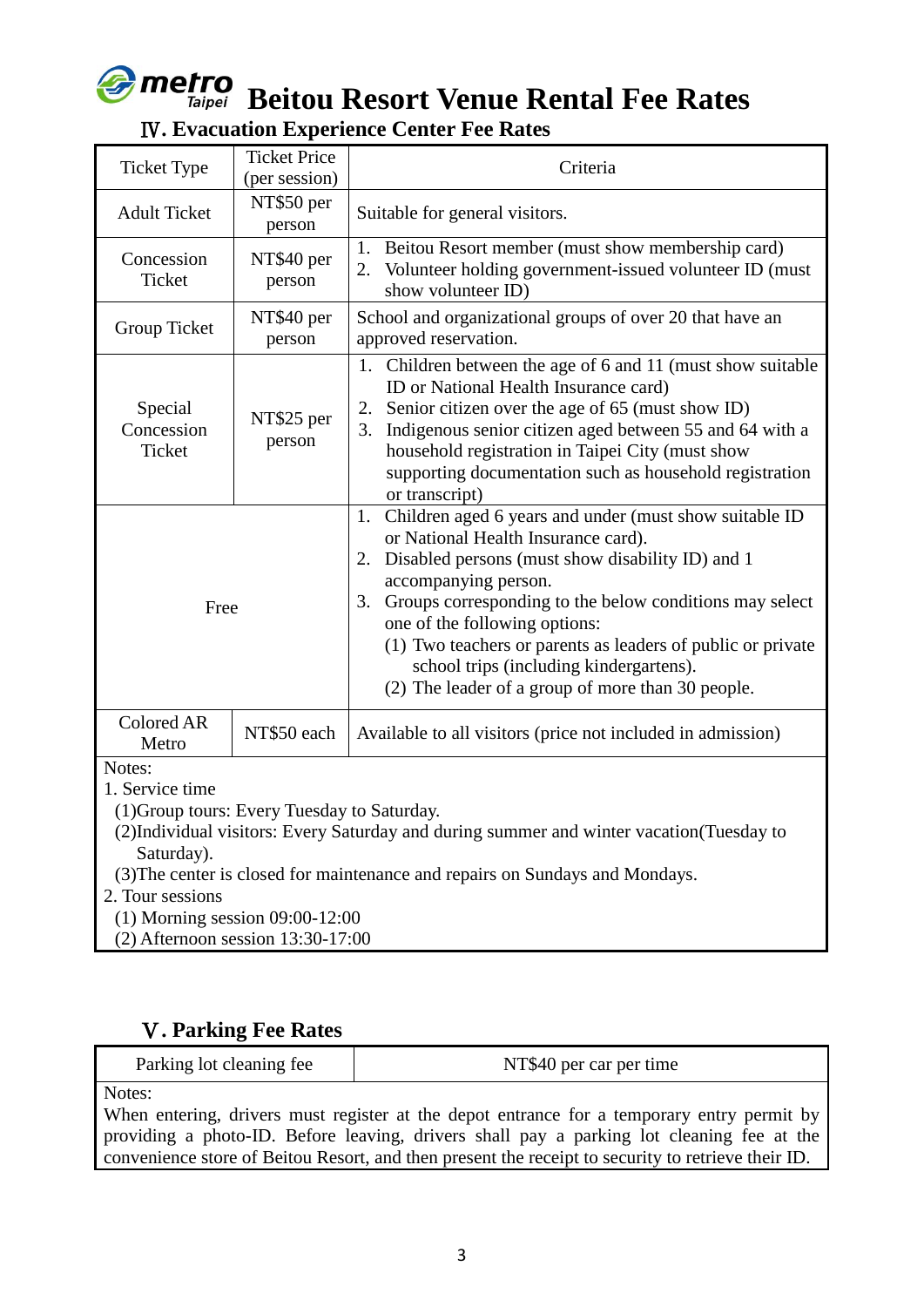# Beitou Resort Venue Rental Fee Rates

## Ⅳ. Evacuation Experience Center Fee Rates

| Ticket Type | Ticket Price (per session) | Criteria |
|---|---|---|
| Adult Ticket | NT$50 per person | Suitable for general visitors. |
| Concession Ticket | NT$40 per person | 1. Beitou Resort member (must show membership card)<br>2. Volunteer holding government-issued volunteer ID (must show volunteer ID) |
| Group Ticket | NT$40 per person | School and organizational groups of over 20 that have an approved reservation. |
| Special Concession Ticket | NT$25 per person | 1. Children between the age of 6 and 11 (must show suitable ID or National Health Insurance card)<br>2. Senior citizen over the age of 65 (must show ID)<br>3. Indigenous senior citizen aged between 55 and 64 with a household registration in Taipei City (must show supporting documentation such as household registration or transcript) |
| Free | | 1. Children aged 6 years and under (must show suitable ID or National Health Insurance card).<br>2. Disabled persons (must show disability ID) and 1 accompanying person.<br>3. Groups corresponding to the below conditions may select one of the following options:<br>(1) Two teachers or parents as leaders of public or private school trips (including kindergartens).<br>(2) The leader of a group of more than 30 people. |
| Colored AR Metro | NT$50 each | Available to all visitors (price not included in admission) |

Notes:

1. Service time
   - (1)Group tours: Every Tuesday to Saturday.
   - (2)Individual visitors: Every Saturday and during summer and winter vacation(Tuesday to Saturday).
   - (3)The center is closed for maintenance and repairs on Sundays and Mondays.
2. Tour sessions
   - (1) Morning session 09:00-12:00
   - (2) Afternoon session 13:30-17:00

## Ⅴ. Parking Fee Rates

| | |
|---|---|
| Parking lot cleaning fee | NT$40 per car per time |

Notes:

When entering, drivers must register at the depot entrance for a temporary entry permit by providing a photo-ID. Before leaving, drivers shall pay a parking lot cleaning fee at the convenience store of Beitou Resort, and then present the receipt to security to retrieve their ID.